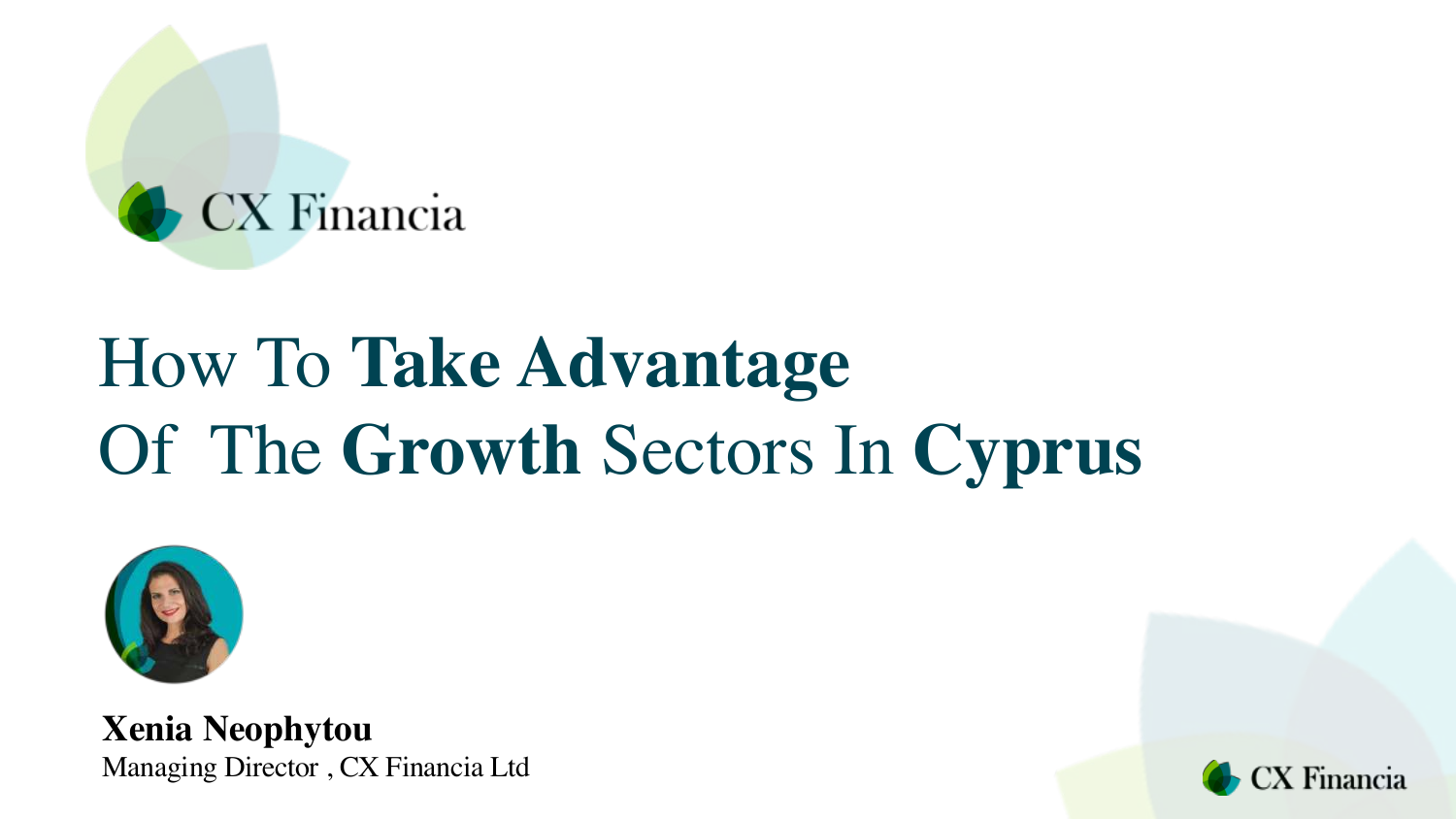CX Financia

# How To **Take Advantage** Of The **Growth** Sectors In **Cyprus**

**Xenia Neophytou**
Managing Director , CX Financia Ltd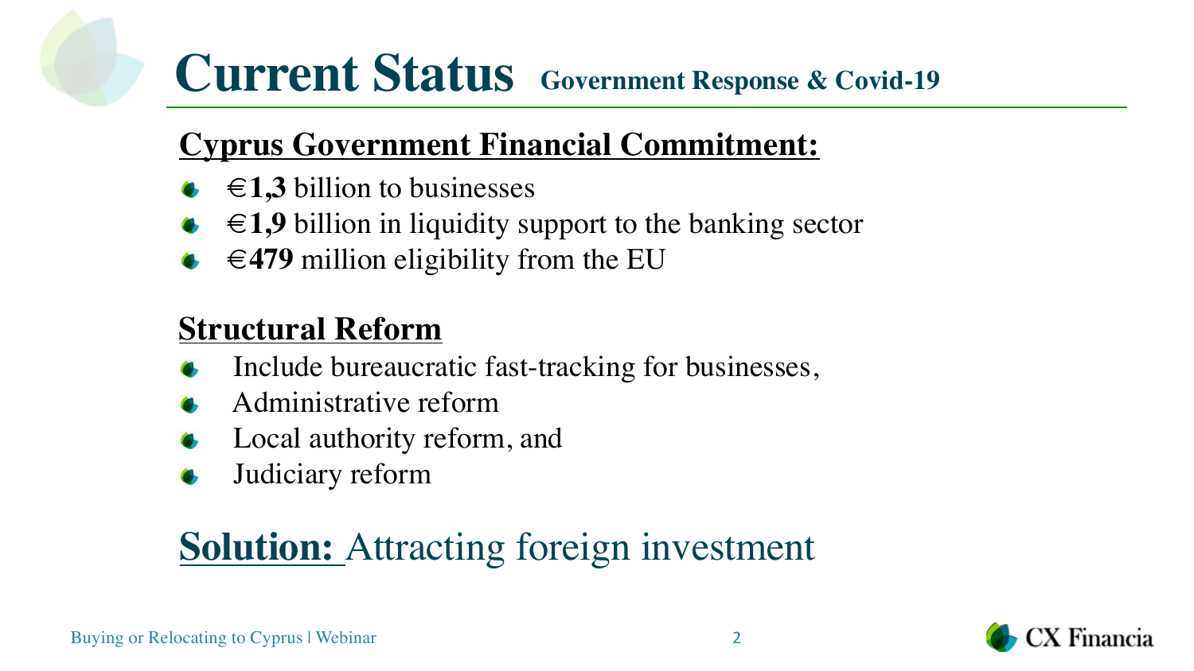# Current Status Government Response & Covid-19

## Cyprus Government Financial Commitment:

- €**1,3** billion to businesses
- €**1,9** billion in liquidity support to the banking sector
- €**479** million eligibility from the EU

## Structural Reform

- Include bureaucratic fast-tracking for businesses,
- Administrative reform
- Local authority reform, and
- Judiciary reform

## **Solution:** Attracting foreign investment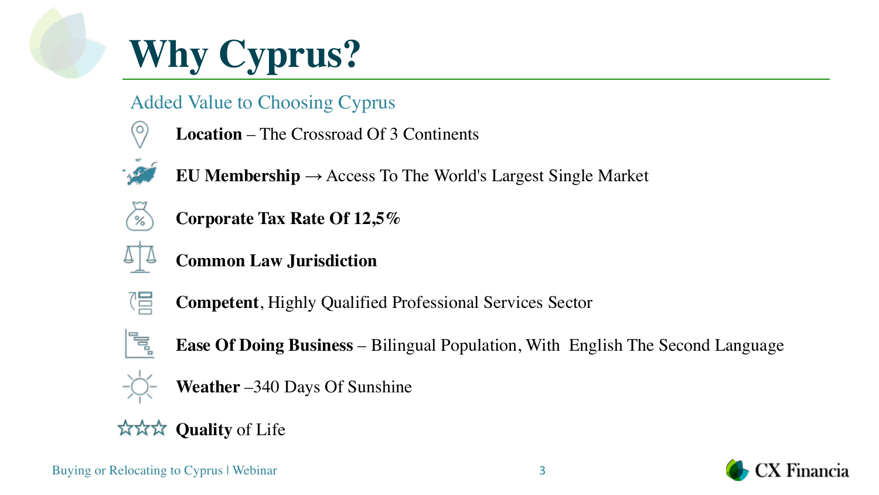# Why Cyprus?

## Added Value to Choosing Cyprus

- **Location** – The Crossroad Of 3 Continents
- **EU Membership** → Access To The World's Largest Single Market
- **Corporate Tax Rate Of 12,5%**
- **Common Law Jurisdiction**
- **Competent**, Highly Qualified Professional Services Sector
- **Ease Of Doing Business** – Bilingual Population, With English The Second Language
- **Weather** –340 Days Of Sunshine
- **Quality** of Life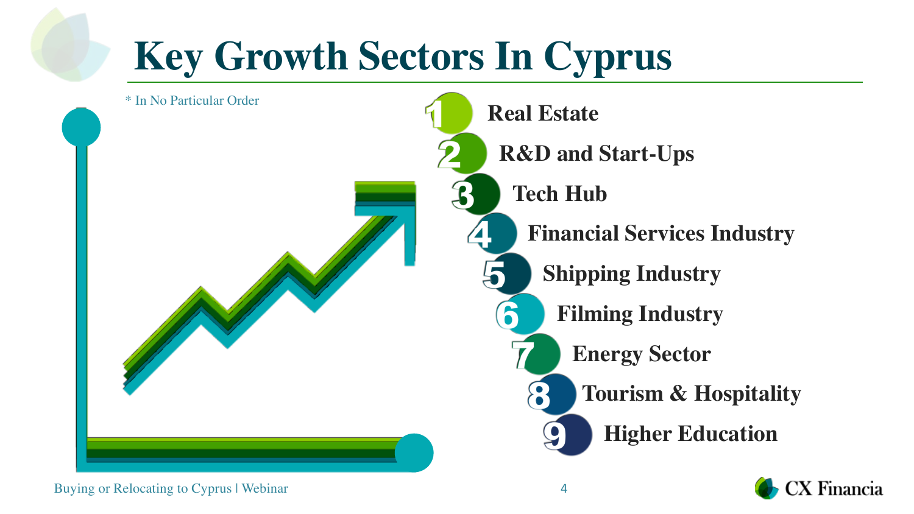# Key Growth Sectors In Cyprus

* In No Particular Order

1. Real Estate
2. R&D and Start-Ups
3. Tech Hub
4. Financial Services Industry
5. Shipping Industry
6. Filming Industry
7. Energy Sector
8. Tourism & Hospitality
9. Higher Education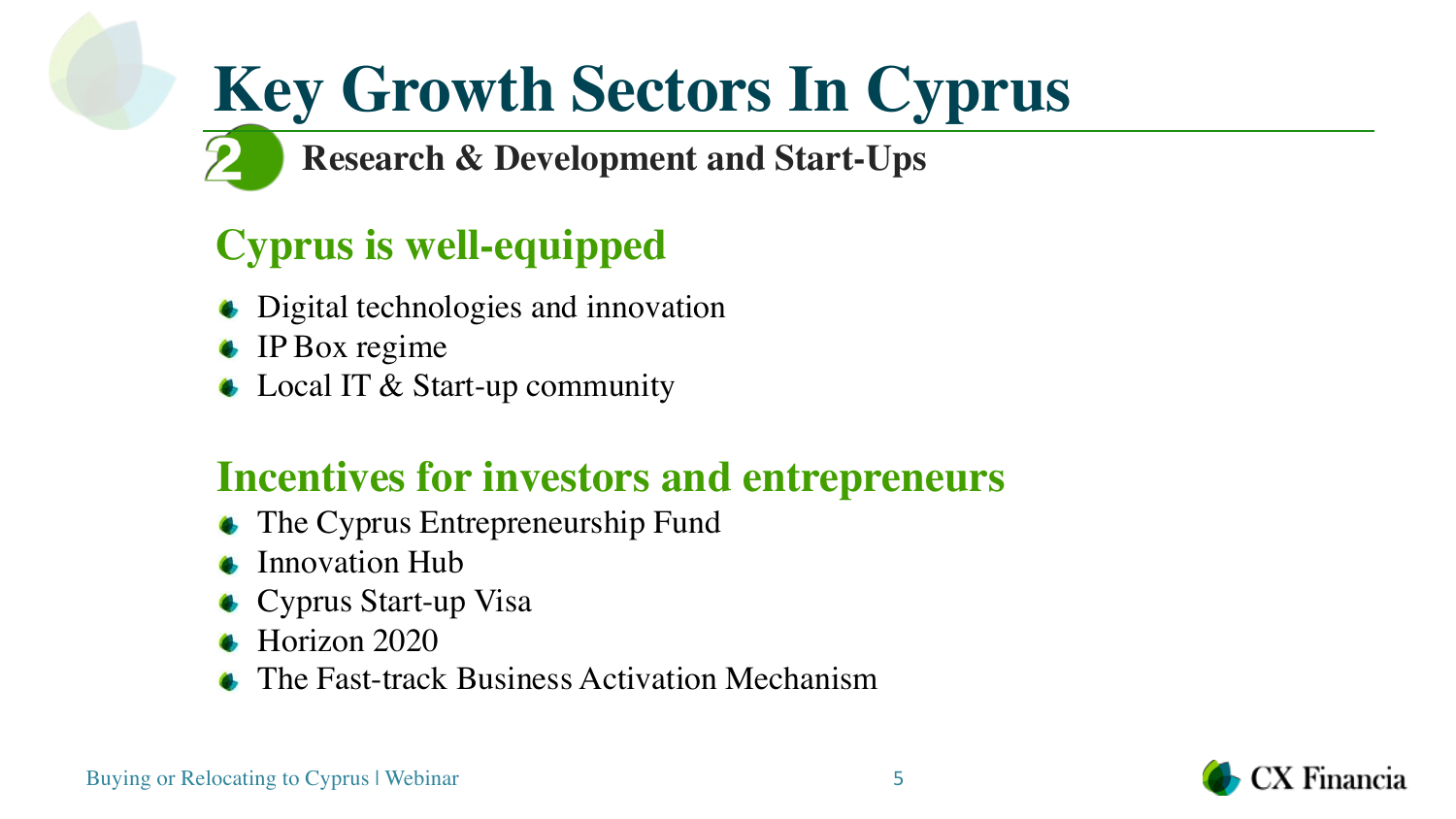# Key Growth Sectors In Cyprus

## 2 Research & Development and Start-Ups

### Cyprus is well-equipped

- Digital technologies and innovation
- IP Box regime
- Local IT & Start-up community

### Incentives for investors and entrepreneurs

- The Cyprus Entrepreneurship Fund
- Innovation Hub
- Cyprus Start-up Visa
- Horizon 2020
- The Fast-track Business Activation Mechanism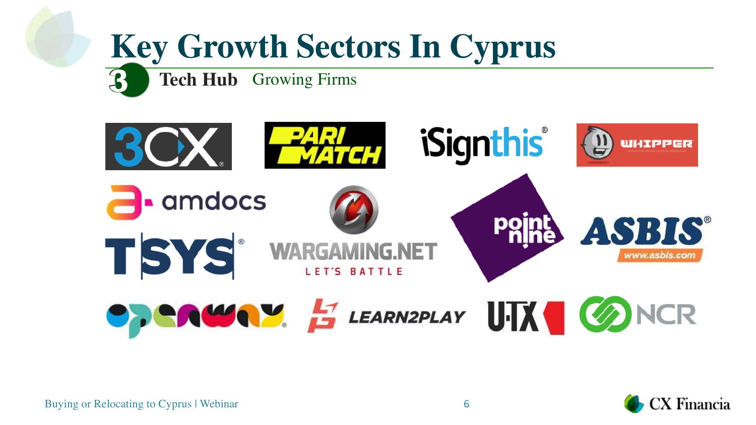# Key Growth Sectors In Cyprus

## 3 Tech Hub Growing Firms

3CX

PARI MATCH

iSignthis®

WHIPPER

amdocs

WARGAMING.NET LET'S BATTLE

point nine

ASBIS® www.asbis.com

TSYS®

openway

LEARN2PLAY

UTX

NCR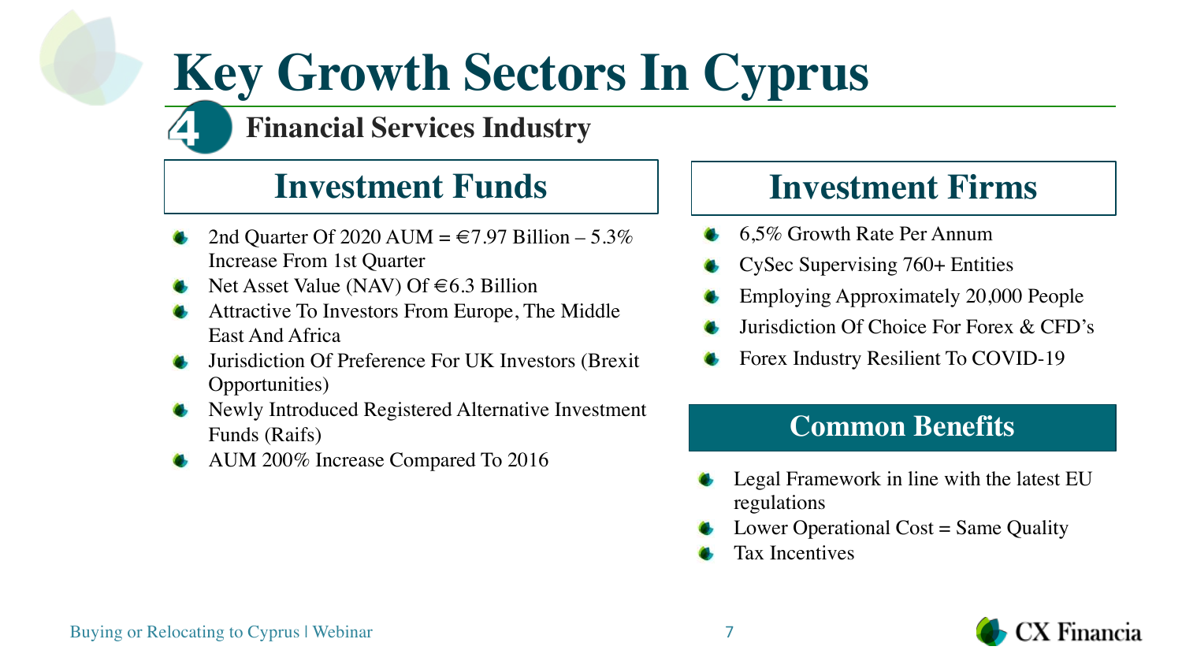# Key Growth Sectors In Cyprus

## 4 Financial Services Industry

### Investment Funds

- 2nd Quarter Of 2020 AUM = €7.97 Billion – 5.3% Increase From 1st Quarter
- Net Asset Value (NAV) Of €6.3 Billion
- Attractive To Investors From Europe, The Middle East And Africa
- Jurisdiction Of Preference For UK Investors (Brexit Opportunities)
- Newly Introduced Registered Alternative Investment Funds (Raifs)
- AUM 200% Increase Compared To 2016

### Investment Firms

- 6,5% Growth Rate Per Annum
- CySec Supervising 760+ Entities
- Employing Approximately 20,000 People
- Jurisdiction Of Choice For Forex & CFD's
- Forex Industry Resilient To COVID-19

### Common Benefits

- Legal Framework in line with the latest EU regulations
- Lower Operational Cost = Same Quality
- Tax Incentives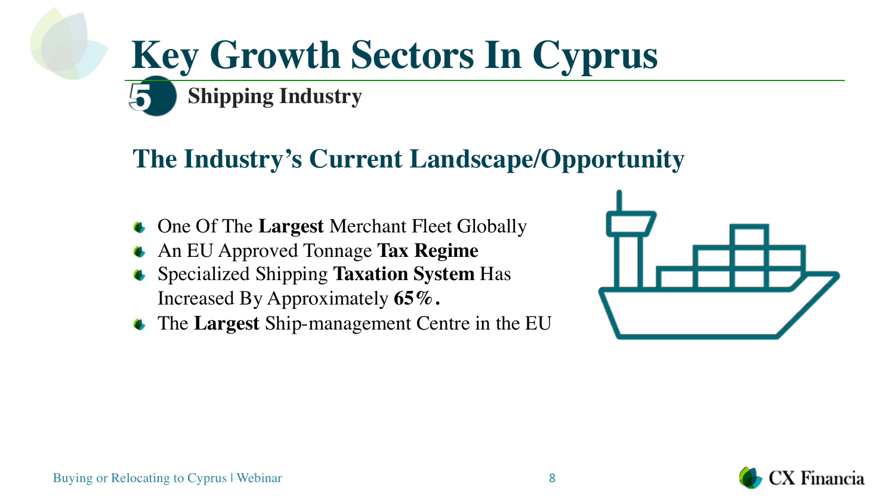# Key Growth Sectors In Cyprus

## 5 Shipping Industry

## The Industry's Current Landscape/Opportunity

- One Of The **Largest** Merchant Fleet Globally
- An EU Approved Tonnage **Tax Regime**
- Specialized Shipping **Taxation System** Has Increased By Approximately **65%.**
- The **Largest** Ship-management Centre in the EU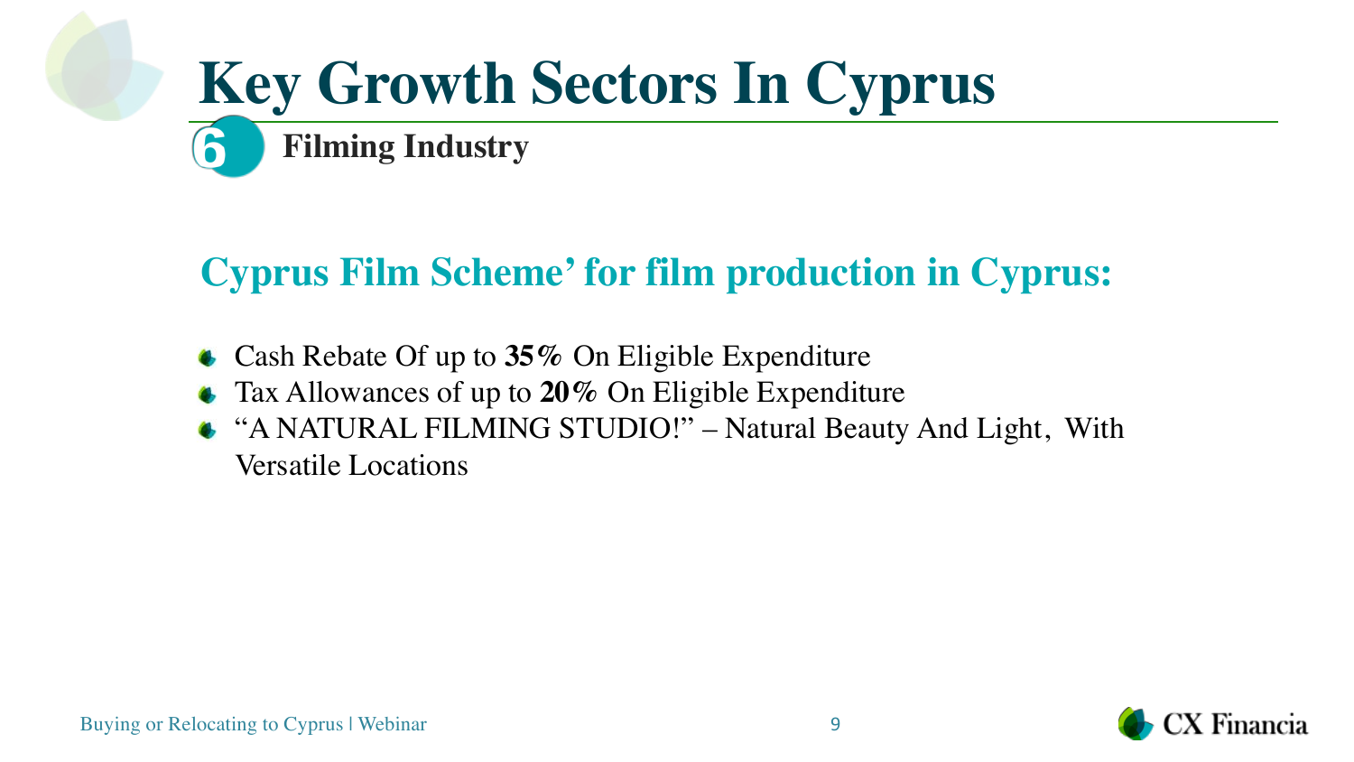# Key Growth Sectors In Cyprus

## 6 Filming Industry

### Cyprus Film Scheme' for film production in Cyprus:

- Cash Rebate Of up to **35%** On Eligible Expenditure
- Tax Allowances of up to **20%** On Eligible Expenditure
- "A NATURAL FILMING STUDIO!" – Natural Beauty And Light, With Versatile Locations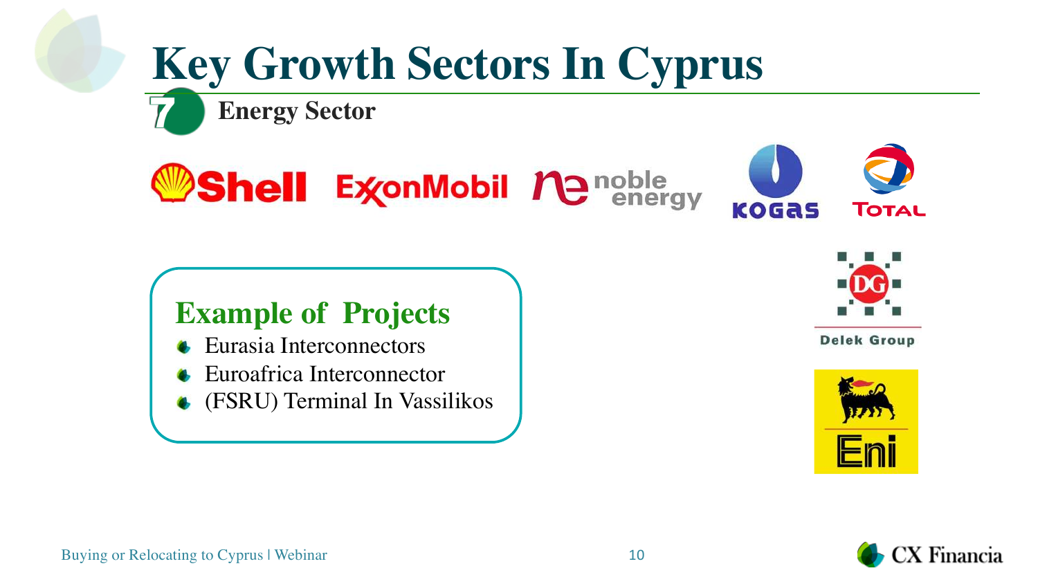# Key Growth Sectors In Cyprus

## 7 Energy Sector

Shell ExxonMobil noble energy KOGAS TOTAL

Delek Group

Eni

### Example of Projects

- Eurasia Interconnectors
- Euroafrica Interconnector
- (FSRU) Terminal In Vassilikos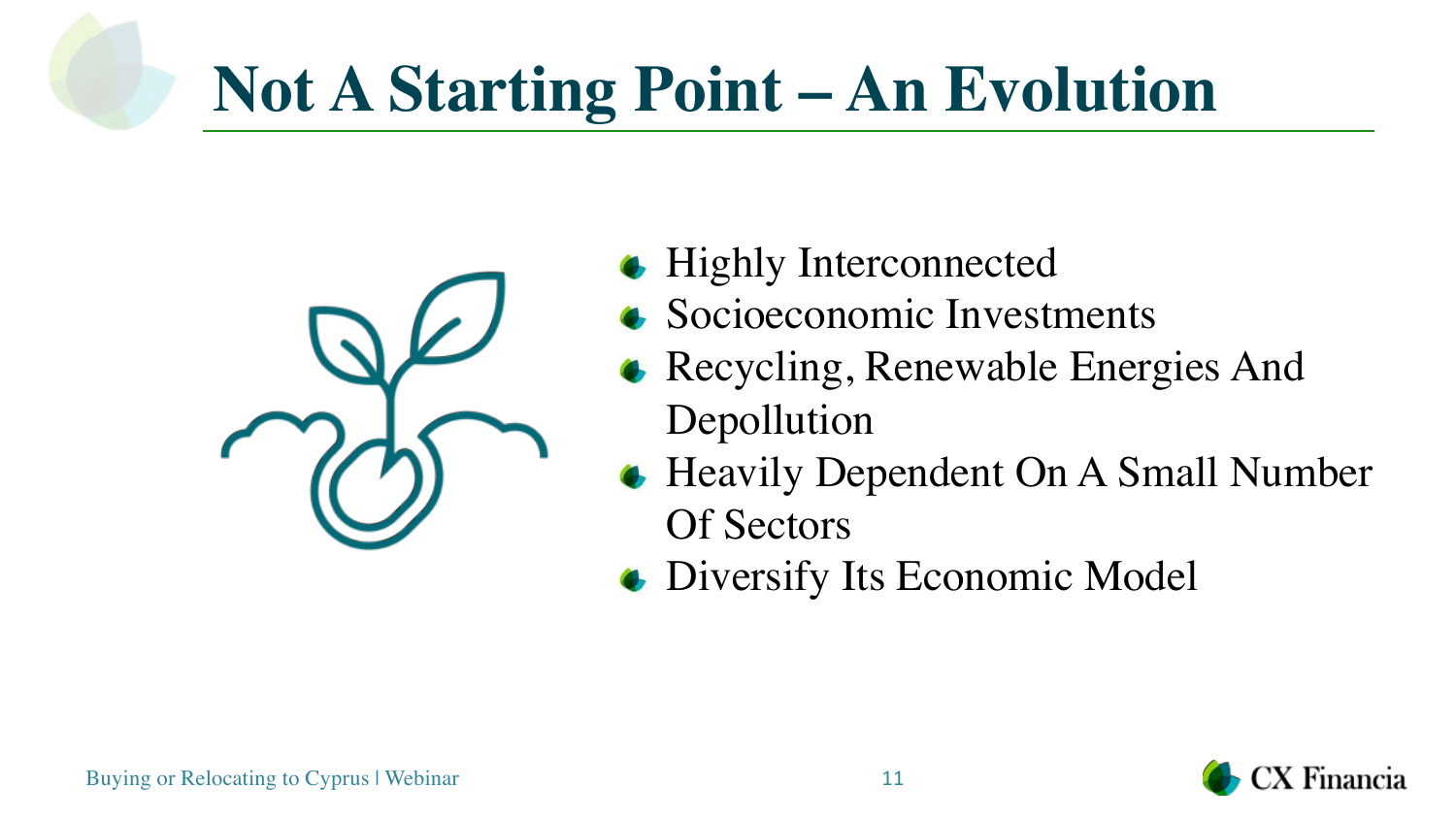# Not A Starting Point – An Evolution

- Highly Interconnected
- Socioeconomic Investments
- Recycling, Renewable Energies And Depollution
- Heavily Dependent On A Small Number Of Sectors
- Diversify Its Economic Model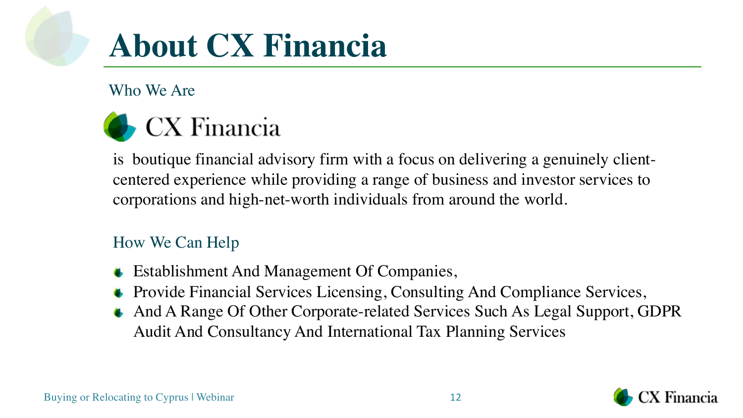# About CX Financia

## Who We Are

CX Financia

is boutique financial advisory firm with a focus on delivering a genuinely client-centered experience while providing a range of business and investor services to corporations and high-net-worth individuals from around the world.

## How We Can Help

- Establishment And Management Of Companies,
- Provide Financial Services Licensing, Consulting And Compliance Services,
- And A Range Of Other Corporate-related Services Such As Legal Support, GDPR Audit And Consultancy And International Tax Planning Services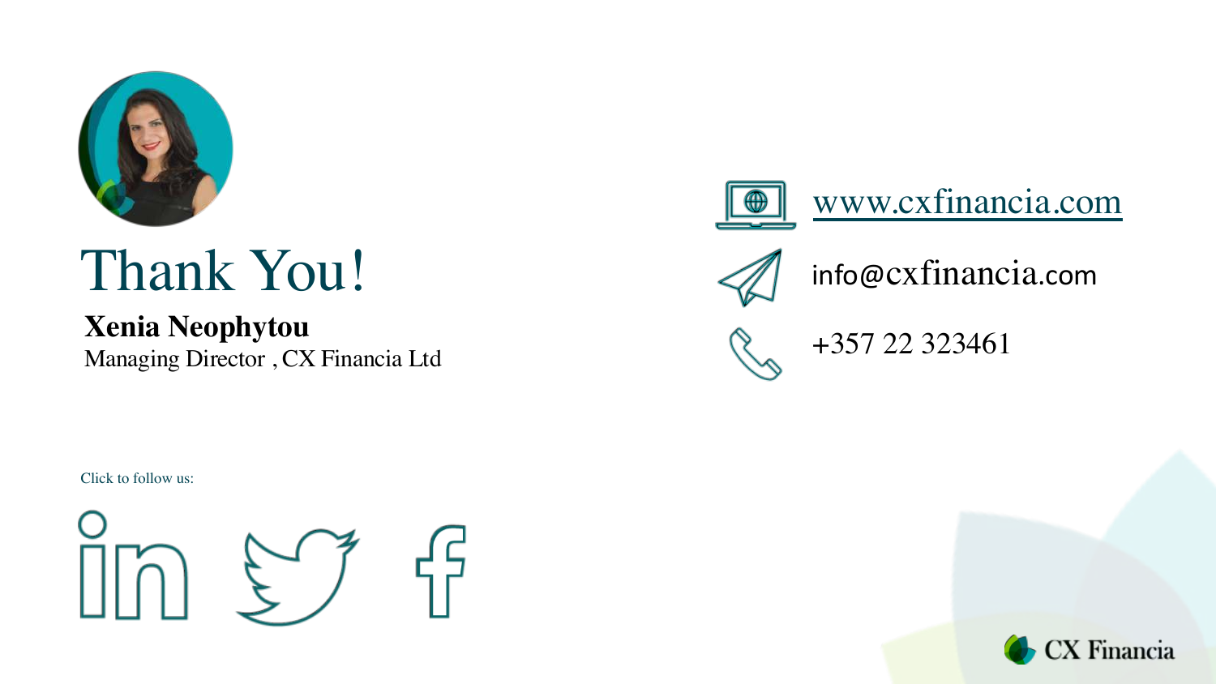# Thank You!

**Xenia Neophytou**
Managing Director , CX Financia Ltd

www.cxfinancia.com

info@cxfinancia.com

+357 22 323461

Click to follow us:

CX Financia